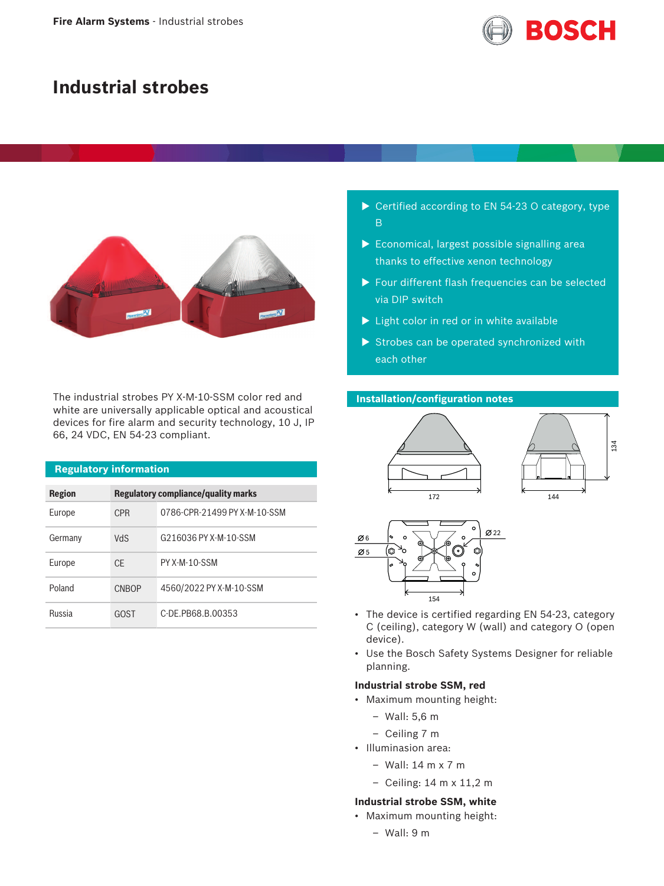# Industrial strobes

- Certified according to EN 54-23 O category, type B
- Economical, largest possible signalling area thanks to effective xenon technology
- Four different flash frequencies can be selected via DIP switch
- Light color in red or in white available
- Strobes can be operated synchronized with each other

The industrial strobes PY X-M-10-SSM color red and white are universally applicable optical and acoustical devices for fire alarm and security technology, 10 J, IP 66, 24 VDC, EN 54-23 compliant.

## Regulatory information

| Region | Regulatory compliance/quality marks | |
|---|---|---|
| Europe | CPR | 0786-CPR-21499 PY X-M-10-SSM |
| Germany | VdS | G216036 PY X-M-10-SSM |
| Europe | CE | PY X-M-10-SSM |
| Poland | CNBOP | 4560/2022 PY X-M-10-SSM |
| Russia | GOST | C-DE.PB68.B.00353 |

## Installation/configuration notes

172 144 134

Ø 6 Ø 5 Ø 22 154

- The device is certified regarding EN 54-23, category C (ceiling), category W (wall) and category O (open device).
- Use the Bosch Safety Systems Designer for reliable planning.

### Industrial strobe SSM, red

- Maximum mounting height:
  - Wall: 5,6 m
  - Ceiling 7 m
- Illuminasion area:
  - Wall: 14 m x 7 m
  - Ceiling: 14 m x 11,2 m

### Industrial strobe SSM, white

- Maximum mounting height:
  - Wall: 9 m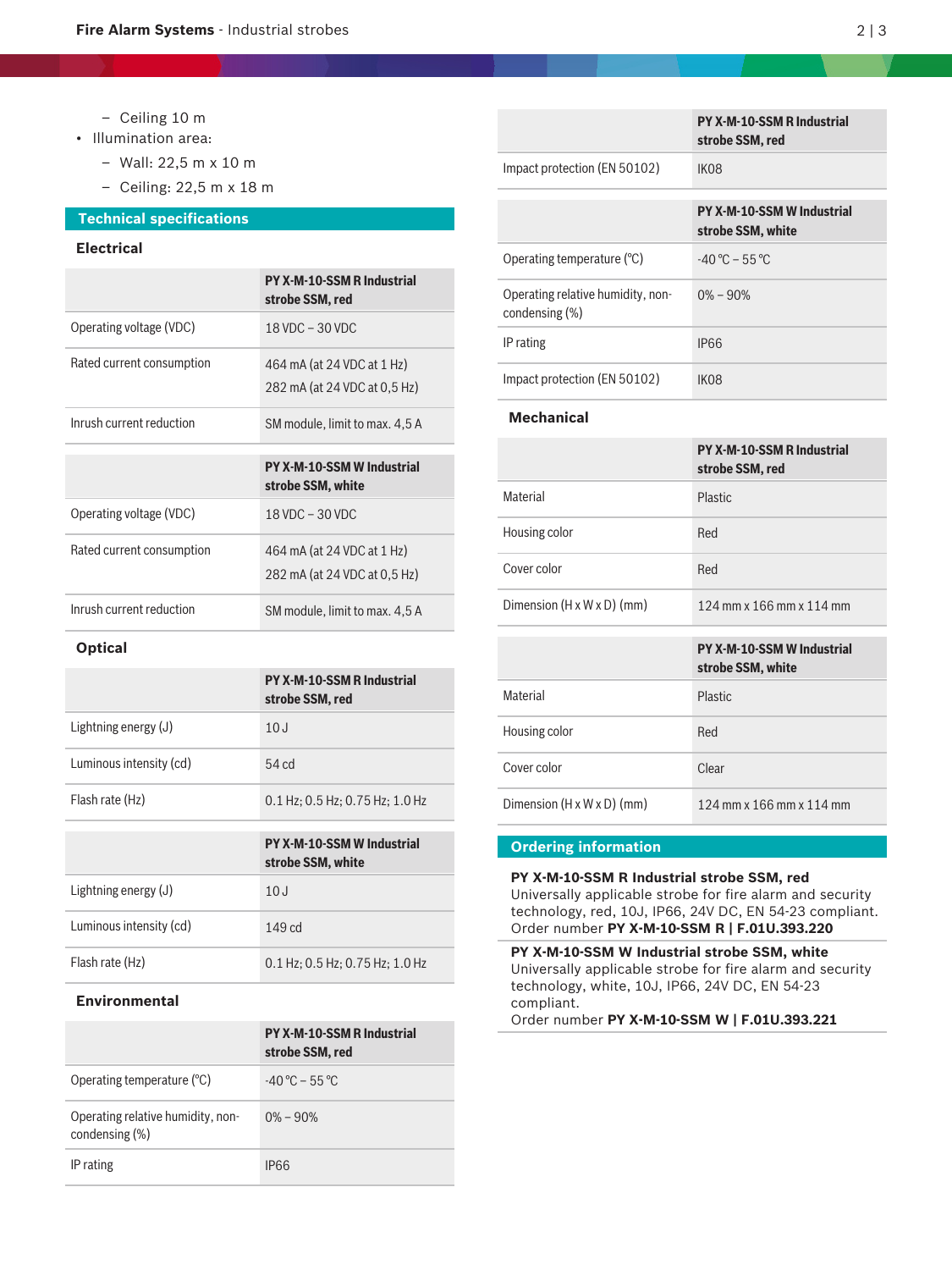- Ceiling 10 m
- Illumination area:
  - Wall: 22,5 m x 10 m
  - Ceiling: 22,5 m x 18 m

## Technical specifications

### Electrical

| | PY X-M-10-SSM R Industrial strobe SSM, red |
|---|---|
| Operating voltage (VDC) | 18 VDC – 30 VDC |
| Rated current consumption | 464 mA (at 24 VDC at 1 Hz)<br>282 mA (at 24 VDC at 0,5 Hz) |
| Inrush current reduction | SM module, limit to max. 4,5 A |

| | PY X-M-10-SSM W Industrial strobe SSM, white |
|---|---|
| Operating voltage (VDC) | 18 VDC – 30 VDC |
| Rated current consumption | 464 mA (at 24 VDC at 1 Hz)<br>282 mA (at 24 VDC at 0,5 Hz) |
| Inrush current reduction | SM module, limit to max. 4,5 A |

### Optical

| | PY X-M-10-SSM R Industrial strobe SSM, red |
|---|---|
| Lightning energy (J) | 10 J |
| Luminous intensity (cd) | 54 cd |
| Flash rate (Hz) | 0.1 Hz; 0.5 Hz; 0.75 Hz; 1.0 Hz |

| | PY X-M-10-SSM W Industrial strobe SSM, white |
|---|---|
| Lightning energy (J) | 10 J |
| Luminous intensity (cd) | 149 cd |
| Flash rate (Hz) | 0.1 Hz; 0.5 Hz; 0.75 Hz; 1.0 Hz |

### Environmental

| | PY X-M-10-SSM R Industrial strobe SSM, red |
|---|---|
| Operating temperature (°C) | -40 °C – 55 °C |
| Operating relative humidity, non-condensing (%) | 0% – 90% |
| IP rating | IP66 |
| Impact protection (EN 50102) | IK08 |

| | PY X-M-10-SSM W Industrial strobe SSM, white |
|---|---|
| Operating temperature (°C) | -40 °C – 55 °C |
| Operating relative humidity, non-condensing (%) | 0% – 90% |
| IP rating | IP66 |
| Impact protection (EN 50102) | IK08 |

### Mechanical

| | PY X-M-10-SSM R Industrial strobe SSM, red |
|---|---|
| Material | Plastic |
| Housing color | Red |
| Cover color | Red |
| Dimension (H x W x D) (mm) | 124 mm x 166 mm x 114 mm |

| | PY X-M-10-SSM W Industrial strobe SSM, white |
|---|---|
| Material | Plastic |
| Housing color | Red |
| Cover color | Clear |
| Dimension (H x W x D) (mm) | 124 mm x 166 mm x 114 mm |

## Ordering information

**PY X-M-10-SSM R Industrial strobe SSM, red**
Universally applicable strobe for fire alarm and security technology, red, 10J, IP66, 24V DC, EN 54-23 compliant.
Order number **PY X-M-10-SSM R | F.01U.393.220**

**PY X-M-10-SSM W Industrial strobe SSM, white**
Universally applicable strobe for fire alarm and security technology, white, 10J, IP66, 24V DC, EN 54-23 compliant.
Order number **PY X-M-10-SSM W | F.01U.393.221**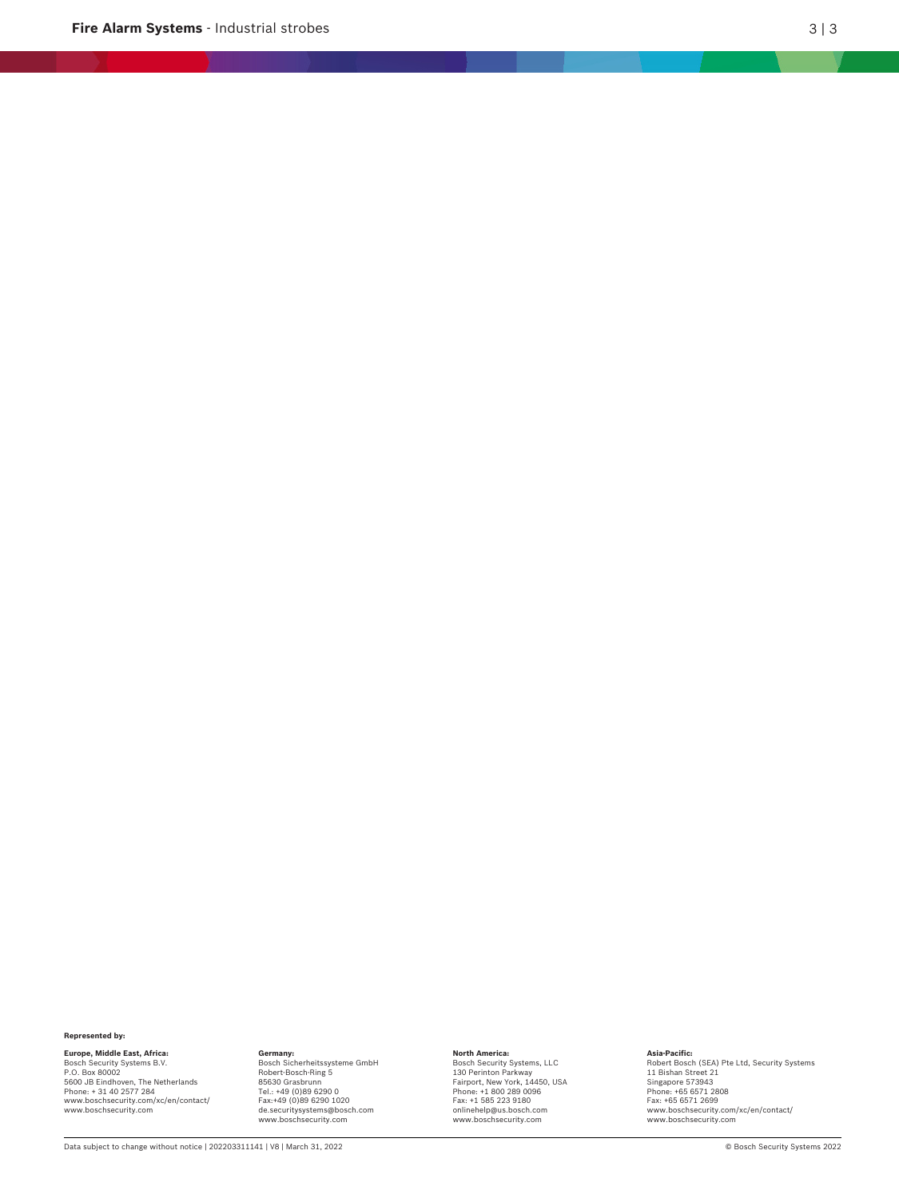**Represented by:**

**Europe, Middle East, Africa:**
Bosch Security Systems B.V.
P.O. Box 80002
5600 JB Eindhoven, The Netherlands
Phone: + 31 40 2577 284
www.boschsecurity.com/xc/en/contact/
www.boschsecurity.com

**Germany:**
Bosch Sicherheitssysteme GmbH
Robert-Bosch-Ring 5
85630 Grasbrunn
Tel.: +49 (0)89 6290 0
Fax:+49 (0)89 6290 1020
de.securitysystems@bosch.com
www.boschsecurity.com

**North America:**
Bosch Security Systems, LLC
130 Perinton Parkway
Fairport, New York, 14450, USA
Phone: +1 800 289 0096
Fax: +1 585 223 9180
onlinehelp@us.bosch.com
www.boschsecurity.com

**Asia-Pacific:**
Robert Bosch (SEA) Pte Ltd, Security Systems
11 Bishan Street 21
Singapore 573943
Phone: +65 6571 2808
Fax: +65 6571 2699
www.boschsecurity.com/xc/en/contact/
www.boschsecurity.com

Data subject to change without notice | 202203311141 | V8 | March 31, 2022

© Bosch Security Systems 2022